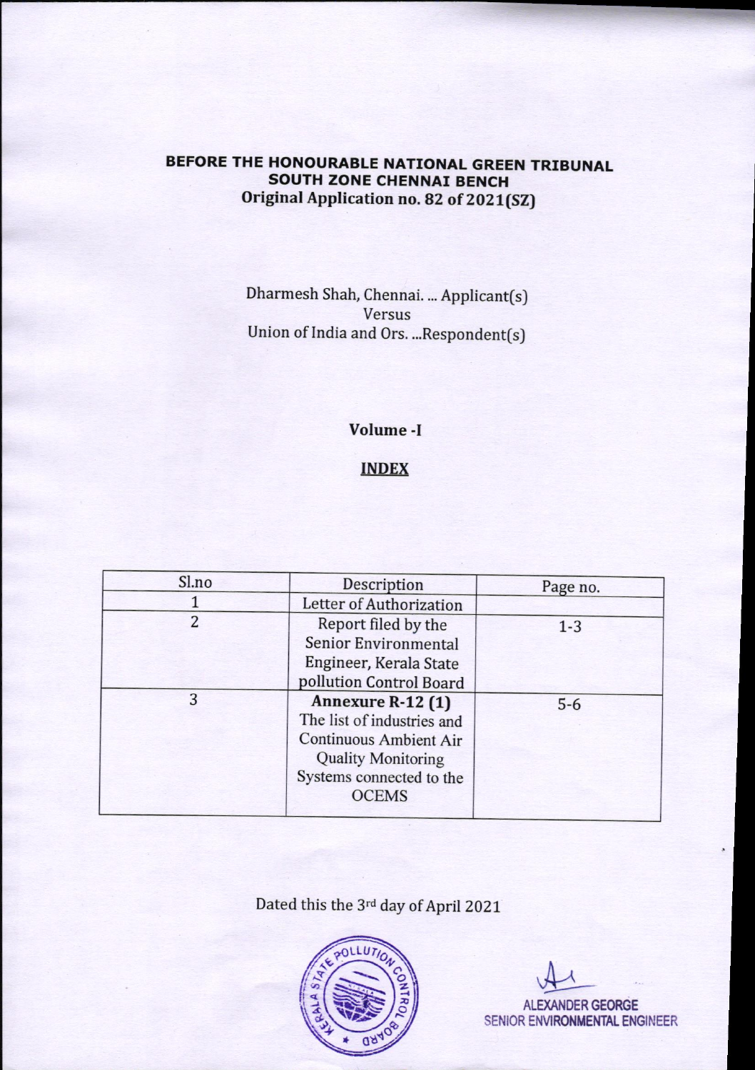**BEFORE THE HONOURABLE NATIONAL GREEN TRIBUNAL**
**SOUTH ZONE CHENNAI BENCH**
**Original Application no. 82 of 2021(SZ)**

Dharmesh Shah, Chennai. ... Applicant(s)
Versus
Union of India and Ors. ...Respondent(s)

**Volume -I**

**INDEX**

| Sl.no | Description | Page no. |
|---|---|---|
| 1 | Letter of Authorization | |
| 2 | Report filed by the Senior Environmental Engineer, Kerala State pollution Control Board | 1-3 |
| 3 | **Annexure R-12 (1)** The list of industries and Continuous Ambient Air Quality Monitoring Systems connected to the OCEMS | 5-6 |

Dated this the 3rd day of April 2021

ALEXANDER GEORGE
SENIOR ENVIRONMENTAL ENGINEER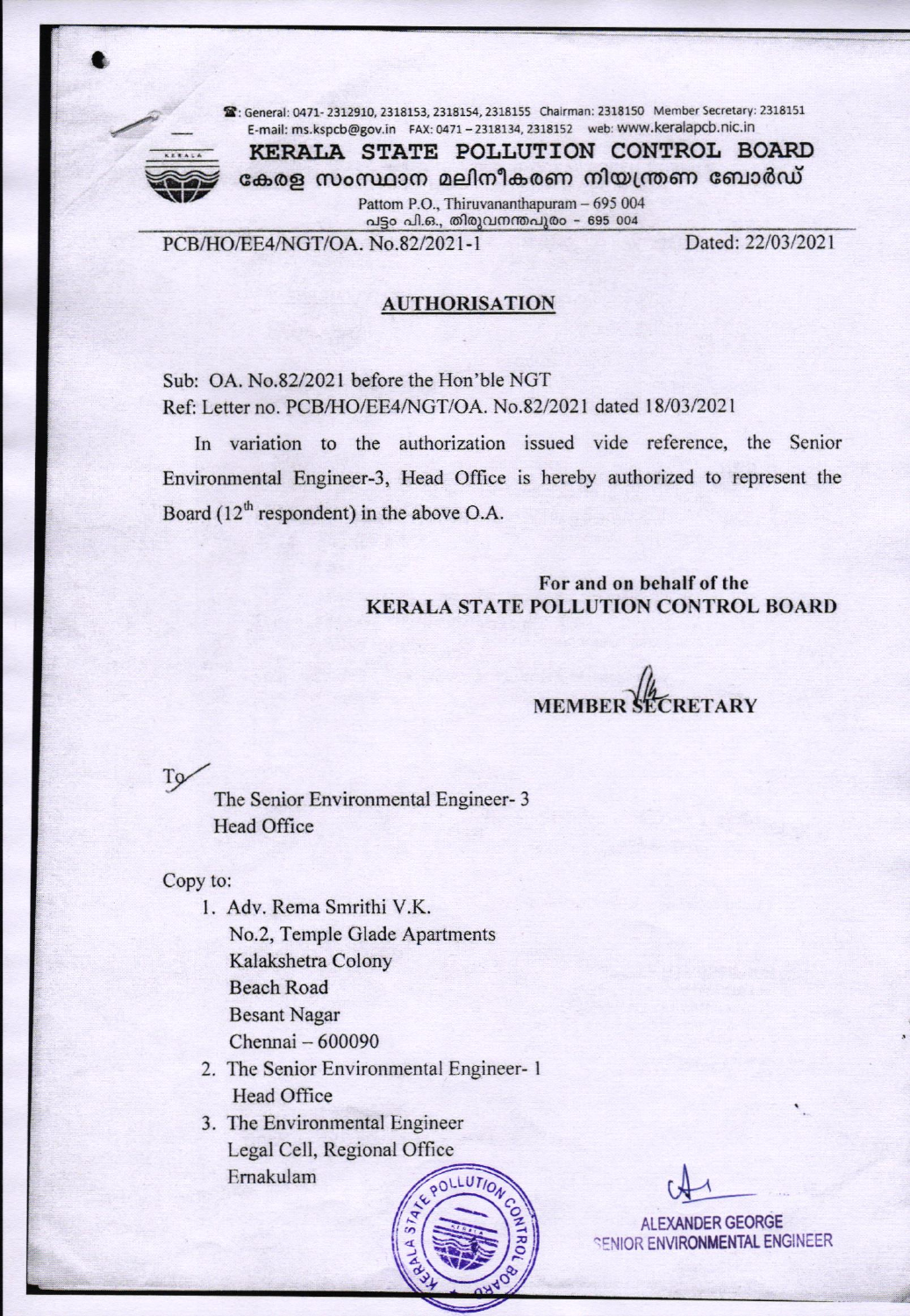☎: General: 0471- 2312910, 2318153, 2318154, 2318155 Chairman: 2318150 Member Secretary: 2318151
E-mail: ms.kspcb@gov.in FAX: 0471 – 2318134, 2318152 web: www.keralapcb.nic.in

# KERALA STATE POLLUTION CONTROL BOARD

കേരള സംസ്ഥാന മലിനീകരണ നിയന്ത്രണ ബോർഡ്

Pattom P.O., Thiruvananthapuram – 695 004
പട്ടം പി.ഒ., തിരുവനന്തപുരം - 695 004

PCB/HO/EE4/NGT/OA. No.82/2021-1 Dated: 22/03/2021

## AUTHORISATION

Sub: OA. No.82/2021 before the Hon'ble NGT
Ref: Letter no. PCB/HO/EE4/NGT/OA. No.82/2021 dated 18/03/2021

In variation to the authorization issued vide reference, the Senior Environmental Engineer-3, Head Office is hereby authorized to represent the Board (12th respondent) in the above O.A.

**For and on behalf of the**
**KERALA STATE POLLUTION CONTROL BOARD**

**MEMBER SECRETARY**

To

The Senior Environmental Engineer- 3
Head Office

Copy to:

1. Adv. Rema Smrithi V.K.
   No.2, Temple Glade Apartments
   Kalakshetra Colony
   Beach Road
   Besant Nagar
   Chennai – 600090
2. The Senior Environmental Engineer- 1
   Head Office
3. The Environmental Engineer
   Legal Cell, Regional Office
   Ernakulam

ALEXANDER GEORGE
SENIOR ENVIRONMENTAL ENGINEER